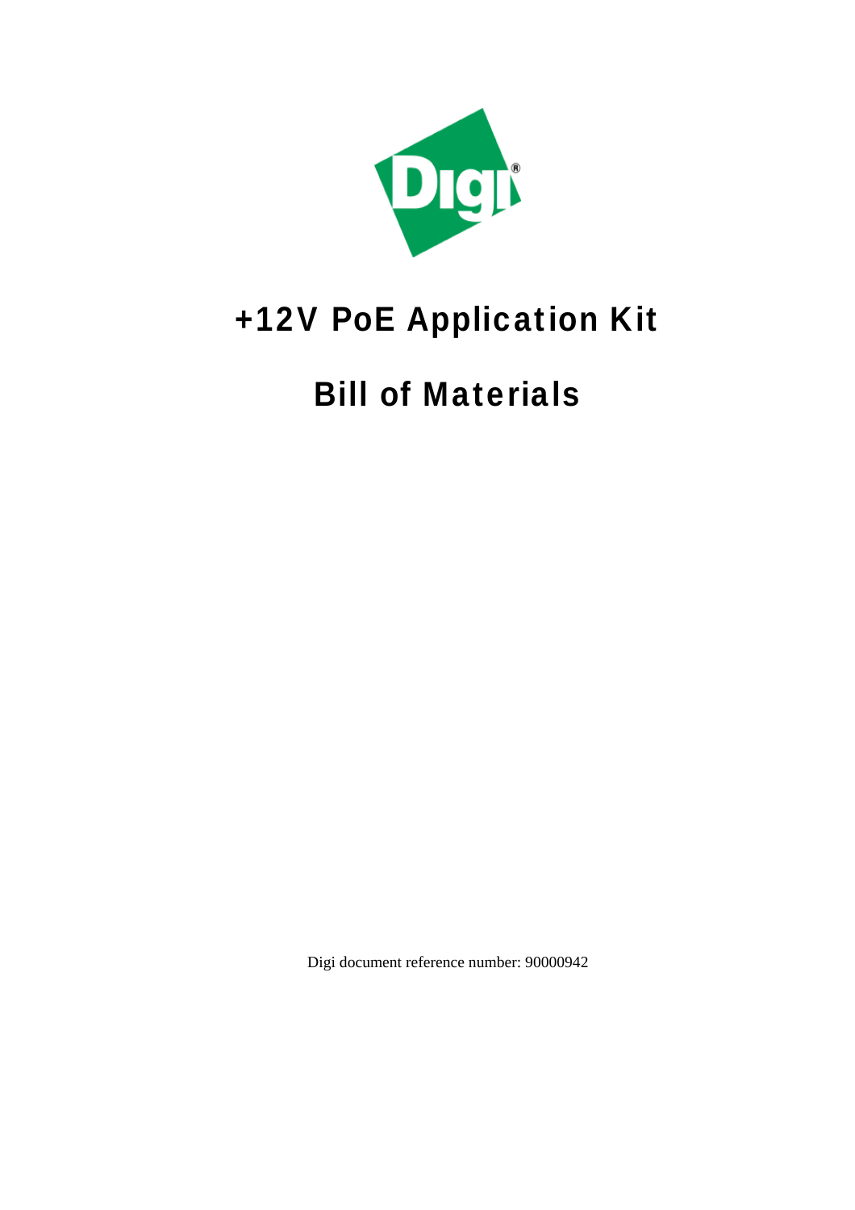# +12V PoE Application Kit

# Bill of Materials

Digi document reference number: 90000942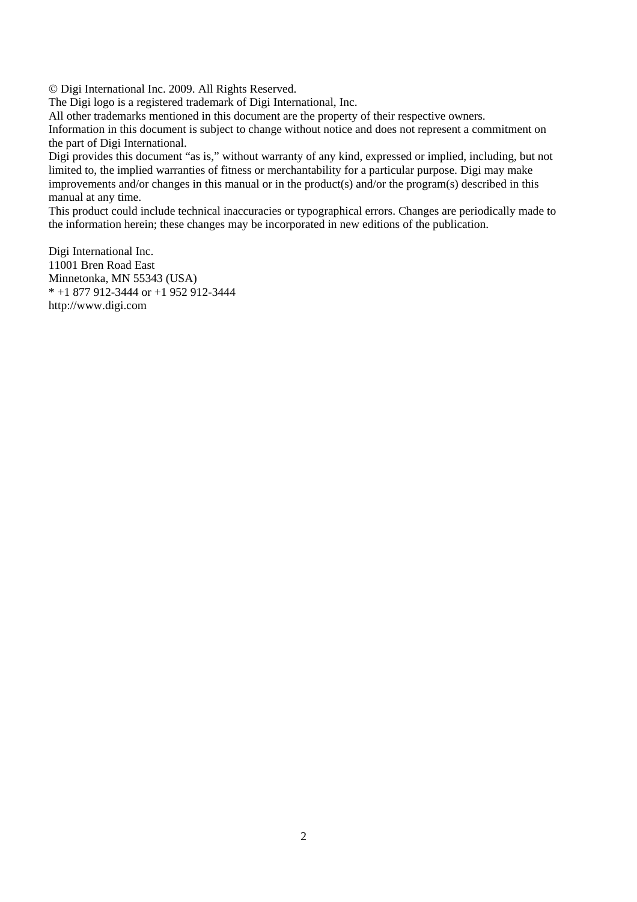© Digi International Inc. 2009. All Rights Reserved.
The Digi logo is a registered trademark of Digi International, Inc.
All other trademarks mentioned in this document are the property of their respective owners.
Information in this document is subject to change without notice and does not represent a commitment on the part of Digi International.
Digi provides this document "as is," without warranty of any kind, expressed or implied, including, but not limited to, the implied warranties of fitness or merchantability for a particular purpose. Digi may make improvements and/or changes in this manual or in the product(s) and/or the program(s) described in this manual at any time.
This product could include technical inaccuracies or typographical errors. Changes are periodically made to the information herein; these changes may be incorporated in new editions of the publication.

Digi International Inc.
11001 Bren Road East
Minnetonka, MN 55343 (USA)
* +1 877 912-3444 or +1 952 912-3444
http://www.digi.com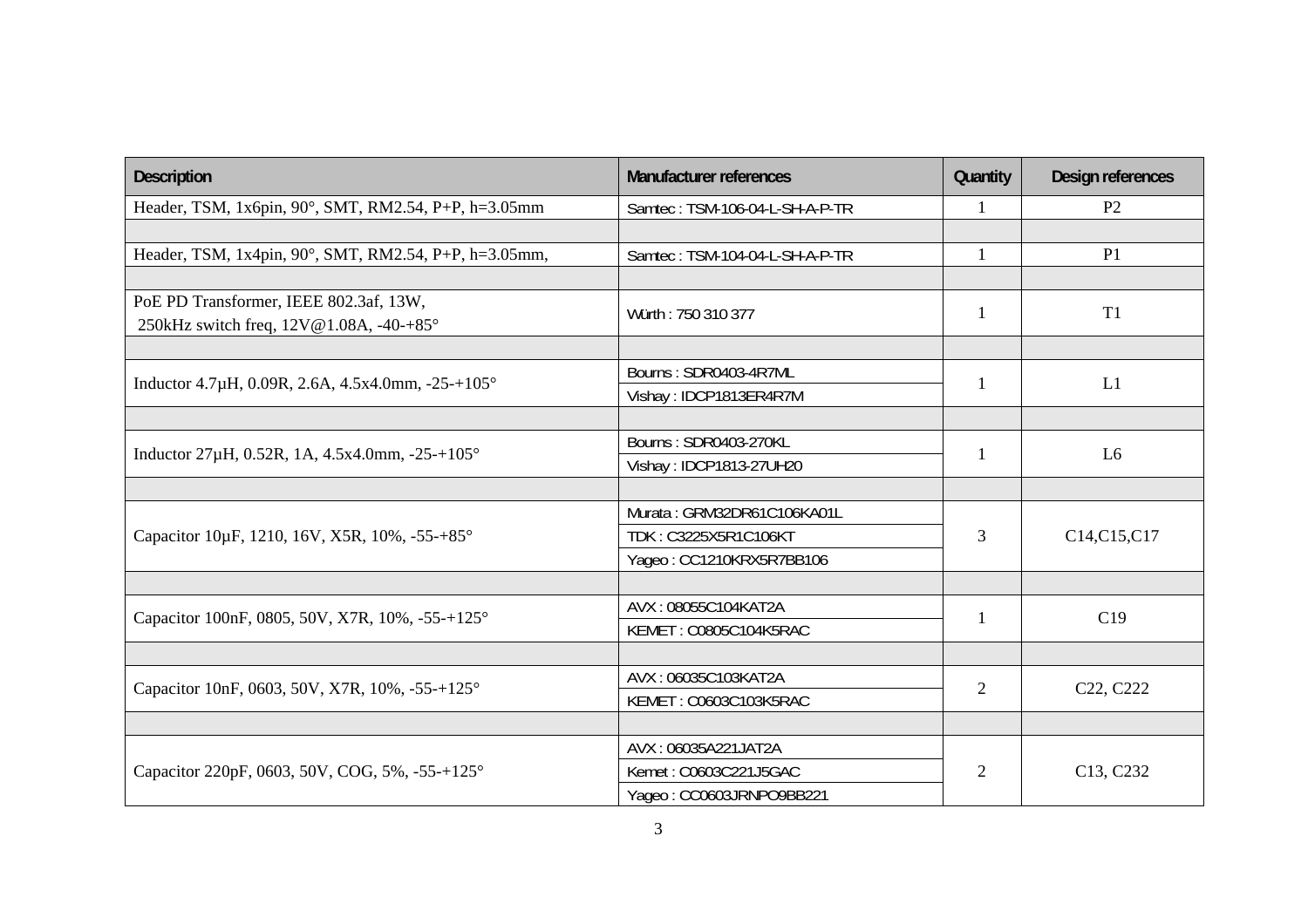| Description | Manufacturer references | Quantity | Design references |
|---|---|---|---|
| Header, TSM, 1x6pin, 90°, SMT, RM2.54, P+P, h=3.05mm | Samtec : TSM-106-04-L-SH-A-P-TR | 1 | P2 |
| | | | |
| Header, TSM, 1x4pin, 90°, SMT, RM2.54, P+P, h=3.05mm, | Samtec : TSM-104-04-L-SH-A-P-TR | 1 | P1 |
| | | | |
| PoE PD Transformer, IEEE 802.3af, 13W, 250kHz switch freq, 12V@1.08A, -40-+85° | Würth : 750 310 377 | 1 | T1 |
| | | | |
| Inductor 4.7µH, 0.09R, 2.6A, 4.5x4.0mm, -25-+105° | Bourns : SDR0403-4R7ML<br>Vishay : IDCP1813ER4R7M | 1 | L1 |
| | | | |
| Inductor 27µH, 0.52R, 1A, 4.5x4.0mm, -25-+105° | Bourns : SDR0403-270KL<br>Vishay : IDCP1813-27UH20 | 1 | L6 |
| | | | |
| Capacitor 10µF, 1210, 16V, X5R, 10%, -55-+85° | Murata : GRM32DR61C106KA01L<br>TDK : C3225X5R1C106KT<br>Yageo : CC1210KRX5R7BB106 | 3 | C14,C15,C17 |
| | | | |
| Capacitor 100nF, 0805, 50V, X7R, 10%, -55-+125° | AVX : 08055C104KAT2A<br>KEMET : C0805C104K5RAC | 1 | C19 |
| | | | |
| Capacitor 10nF, 0603, 50V, X7R, 10%, -55-+125° | AVX : 06035C103KAT2A<br>KEMET : C0603C103K5RAC | 2 | C22, C222 |
| | | | |
| Capacitor 220pF, 0603, 50V, COG, 5%, -55-+125° | AVX : 06035A221JAT2A<br>Kemet : C0603C221J5GAC<br>Yageo : CC0603JRNPO9BB221 | 2 | C13, C232 |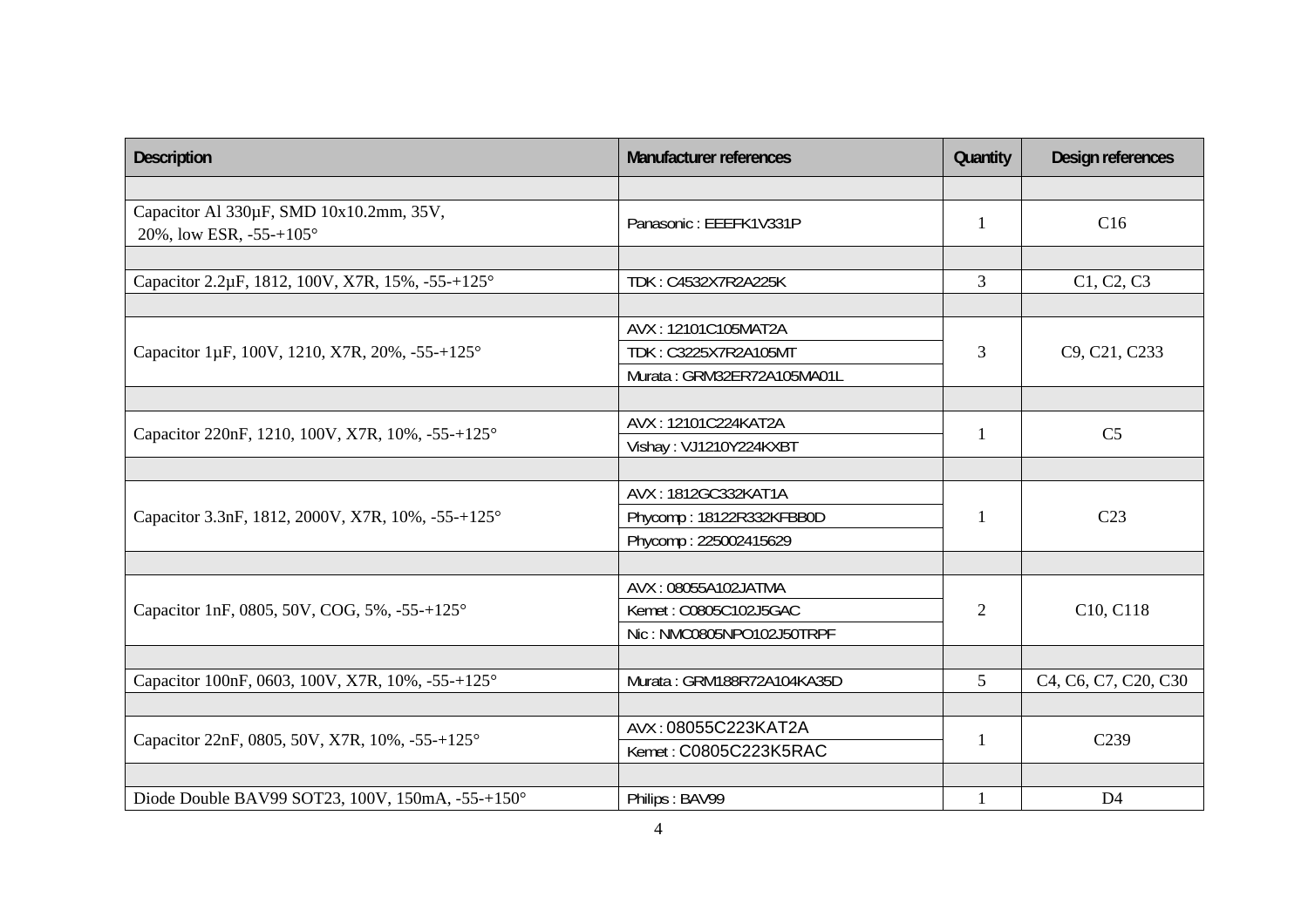| Description | Manufacturer references | Quantity | Design references |
|---|---|---|---|
| | | | |
| Capacitor Al 330µF, SMD 10x10.2mm, 35V, 20%, low ESR, -55-+105° | Panasonic : EEEFK1V331P | 1 | C16 |
| | | | |
| Capacitor 2.2µF, 1812, 100V, X7R, 15%, -55-+125° | TDK : C4532X7R2A225K | 3 | C1, C2, C3 |
| | | | |
| Capacitor 1µF, 100V, 1210, X7R, 20%, -55-+125° | AVX : 12101C105MAT2A | 3 | C9, C21, C233 |
| | TDK : C3225X7R2A105MT | | |
| | Murata : GRM32ER72A105MA01L | | |
| | | | |
| Capacitor 220nF, 1210, 100V, X7R, 10%, -55-+125° | AVX : 12101C224KAT2A | 1 | C5 |
| | Vishay : VJ1210Y224KXBT | | |
| | | | |
| Capacitor 3.3nF, 1812, 2000V, X7R, 10%, -55-+125° | AVX : 1812GC332KAT1A | 1 | C23 |
| | Phycomp : 18122R332KFBB0D | | |
| | Phycomp : 225002415629 | | |
| | | | |
| Capacitor 1nF, 0805, 50V, COG, 5%, -55-+125° | AVX : 08055A102JATMA | 2 | C10, C118 |
| | Kemet : C0805C102J5GAC | | |
| | Nic : NMC0805NPO102J50TRPF | | |
| | | | |
| Capacitor 100nF, 0603, 100V, X7R, 10%, -55-+125° | Murata : GRM188R72A104KA35D | 5 | C4, C6, C7, C20, C30 |
| | | | |
| Capacitor 22nF, 0805, 50V, X7R, 10%, -55-+125° | AVX : 08055C223KAT2A | 1 | C239 |
| | Kemet : C0805C223K5RAC | | |
| | | | |
| Diode Double BAV99 SOT23, 100V, 150mA, -55-+150° | Philips : BAV99 | 1 | D4 |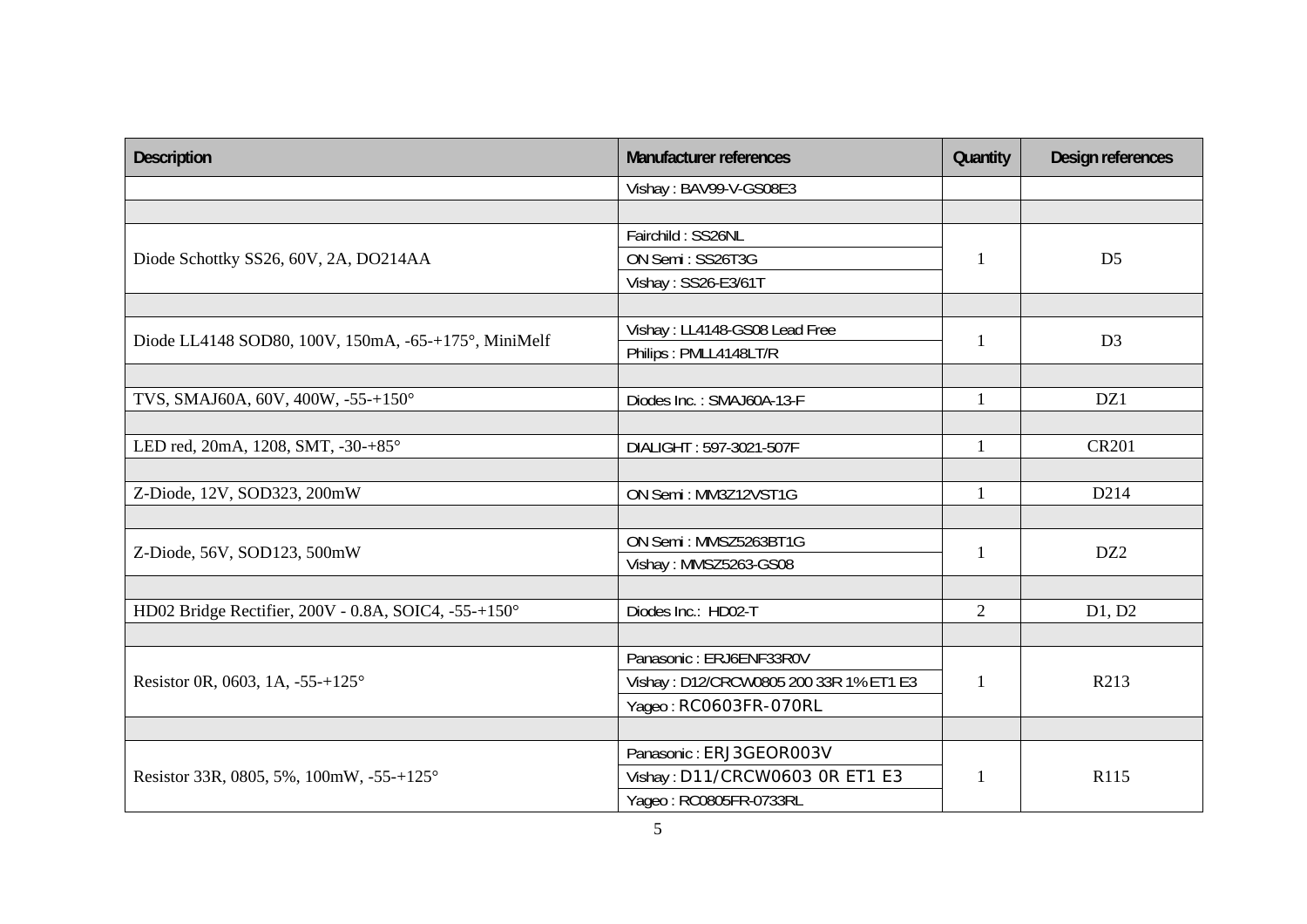| Description | Manufacturer references | Quantity | Design references |
|---|---|---|---|
| | Vishay : BAV99-V-GS08E3 | | |
| | | | |
| Diode Schottky SS26, 60V, 2A, DO214AA | Fairchild : SS26NL | 1 | D5 |
| | ON Semi : SS26T3G | | |
| | Vishay : SS26-E3/61T | | |
| | | | |
| Diode LL4148 SOD80, 100V, 150mA, -65-+175°, MiniMelf | Vishay : LL4148-GS08 Lead Free | 1 | D3 |
| | Philips : PMLL4148LT/R | | |
| | | | |
| TVS, SMAJ60A, 60V, 400W, -55-+150° | Diodes Inc. : SMAJ60A-13-F | 1 | DZ1 |
| | | | |
| LED red, 20mA, 1208, SMT, -30-+85° | DIALIGHT : 597-3021-507F | 1 | CR201 |
| | | | |
| Z-Diode, 12V, SOD323, 200mW | ON Semi : MM3Z12VST1G | 1 | D214 |
| | | | |
| Z-Diode, 56V, SOD123, 500mW | ON Semi : MMSZ5263BT1G | 1 | DZ2 |
| | Vishay : MMSZ5263-GS08 | | |
| | | | |
| HD02 Bridge Rectifier, 200V - 0.8A, SOIC4, -55-+150° | Diodes Inc.: HD02-T | 2 | D1, D2 |
| | | | |
| Resistor 0R, 0603, 1A, -55-+125° | Panasonic : ERJ6ENF33R0V | 1 | R213 |
| | Vishay : D12/CRCW0805 200 33R 1% ET1 E3 | | |
| | Yageo : RC0603FR-070RL | | |
| | | | |
| Resistor 33R, 0805, 5%, 100mW, -55-+125° | Panasonic : ERJ3GEOR003V | 1 | R115 |
| | Vishay : D11/CRCW0603 0R ET1 E3 | | |
| | Yageo : RC0805FR-0733RL | | |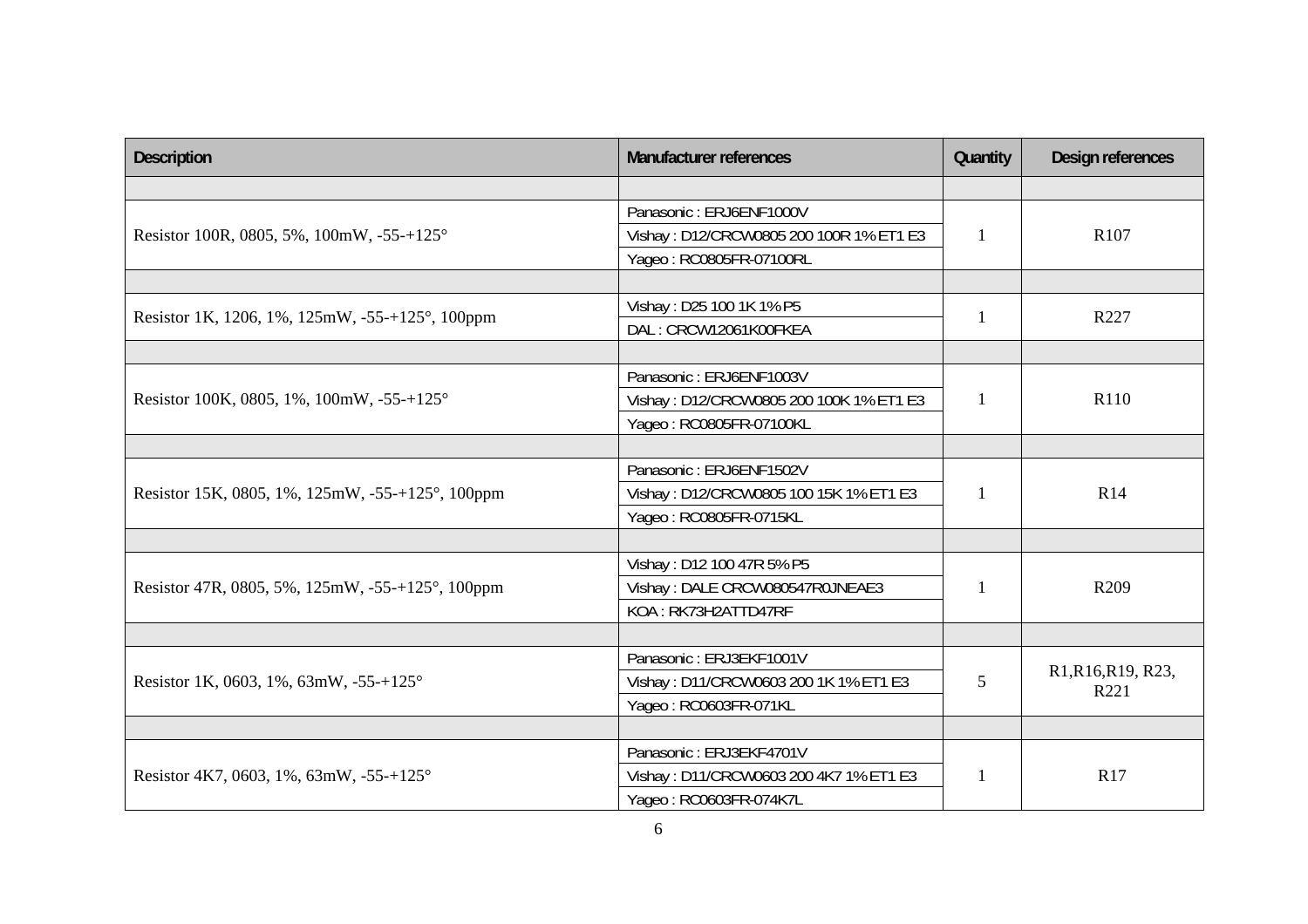| Description | Manufacturer references | Quantity | Design references |
|---|---|---|---|
| | | | |
| Resistor 100R, 0805, 5%, 100mW, -55-+125° | Panasonic : ERJ6ENF1000V | 1 | R107 |
| | Vishay : D12/CRCW0805 200 100R 1% ET1 E3 | | |
| | Yageo : RC0805FR-07100RL | | |
| | | | |
| Resistor 1K, 1206, 1%, 125mW, -55-+125°, 100ppm | Vishay : D25 100 1K 1% P5 | 1 | R227 |
| | DAL : CRCW12061K00FKEA | | |
| | | | |
| Resistor 100K, 0805, 1%, 100mW, -55-+125° | Panasonic : ERJ6ENF1003V | 1 | R110 |
| | Vishay : D12/CRCW0805 200 100K 1% ET1 E3 | | |
| | Yageo : RC0805FR-07100KL | | |
| | | | |
| Resistor 15K, 0805, 1%, 125mW, -55-+125°, 100ppm | Panasonic : ERJ6ENF1502V | 1 | R14 |
| | Vishay : D12/CRCW0805 100 15K 1% ET1 E3 | | |
| | Yageo : RC0805FR-0715KL | | |
| | | | |
| Resistor 47R, 0805, 5%, 125mW, -55-+125°, 100ppm | Vishay : D12 100 47R 5% P5 | 1 | R209 |
| | Vishay : DALE CRCW080547R0JNEAE3 | | |
| | KOA : RK73H2ATTD47RF | | |
| | | | |
| Resistor 1K, 0603, 1%, 63mW, -55-+125° | Panasonic : ERJ3EKF1001V | 5 | R1,R16,R19, R23, R221 |
| | Vishay : D11/CRCW0603 200 1K 1% ET1 E3 | | |
| | Yageo : RC0603FR-071KL | | |
| | | | |
| Resistor 4K7, 0603, 1%, 63mW, -55-+125° | Panasonic : ERJ3EKF4701V | 1 | R17 |
| | Vishay : D11/CRCW0603 200 4K7 1% ET1 E3 | | |
| | Yageo : RC0603FR-074K7L | | |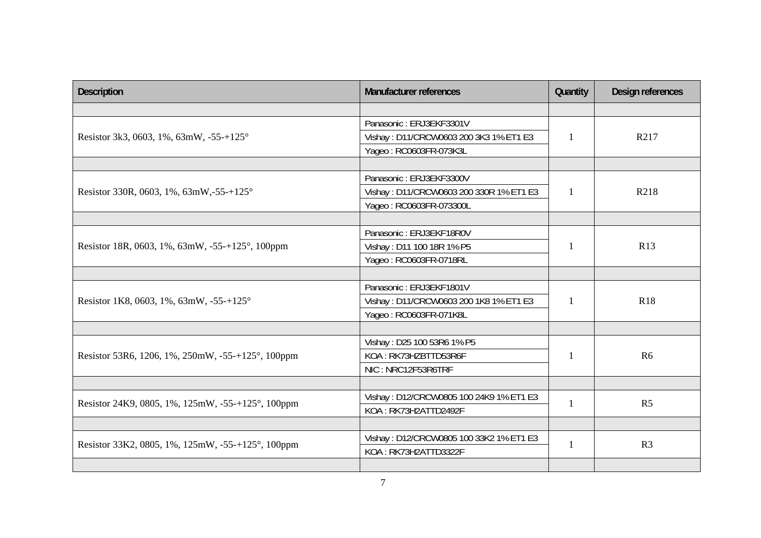| Description | Manufacturer references | Quantity | Design references |
|---|---|---|---|
| | | | |
| Resistor 3k3, 0603, 1%, 63mW, -55-+125° | Panasonic : ERJ3EKF3301V<br>Vishay : D11/CRCW0603 200 3K3 1% ET1 E3<br>Yageo : RC0603FR-073K3L | 1 | R217 |
| | | | |
| Resistor 330R, 0603, 1%, 63mW,-55-+125° | Panasonic : ERJ3EKF3300V<br>Vishay : D11/CRCW0603 200 330R 1% ET1 E3<br>Yageo : RC0603FR-073300L | 1 | R218 |
| | | | |
| Resistor 18R, 0603, 1%, 63mW, -55-+125°, 100ppm | Panasonic : ERJ3EKF18R0V<br>Vishay : D11 100 18R 1% P5<br>Yageo : RC0603FR-0718RL | 1 | R13 |
| | | | |
| Resistor 1K8, 0603, 1%, 63mW, -55-+125° | Panasonic : ERJ3EKF1801V<br>Vishay : D11/CRCW0603 200 1K8 1% ET1 E3<br>Yageo : RC0603FR-071K8L | 1 | R18 |
| | | | |
| Resistor 53R6, 1206, 1%, 250mW, -55-+125°, 100ppm | Vishay : D25 100 53R6 1% P5<br>KOA : RK73HZBTTD53R6F<br>NIC : NRC12F53R6TRF | 1 | R6 |
| | | | |
| Resistor 24K9, 0805, 1%, 125mW, -55-+125°, 100ppm | Vishay : D12/CRCW0805 100 24K9 1% ET1 E3<br>KOA : RK73H2ATTD2492F | 1 | R5 |
| | | | |
| Resistor 33K2, 0805, 1%, 125mW, -55-+125°, 100ppm | Vishay : D12/CRCW0805 100 33K2 1% ET1 E3<br>KOA : RK73H2ATTD3322F | 1 | R3 |
| | | | |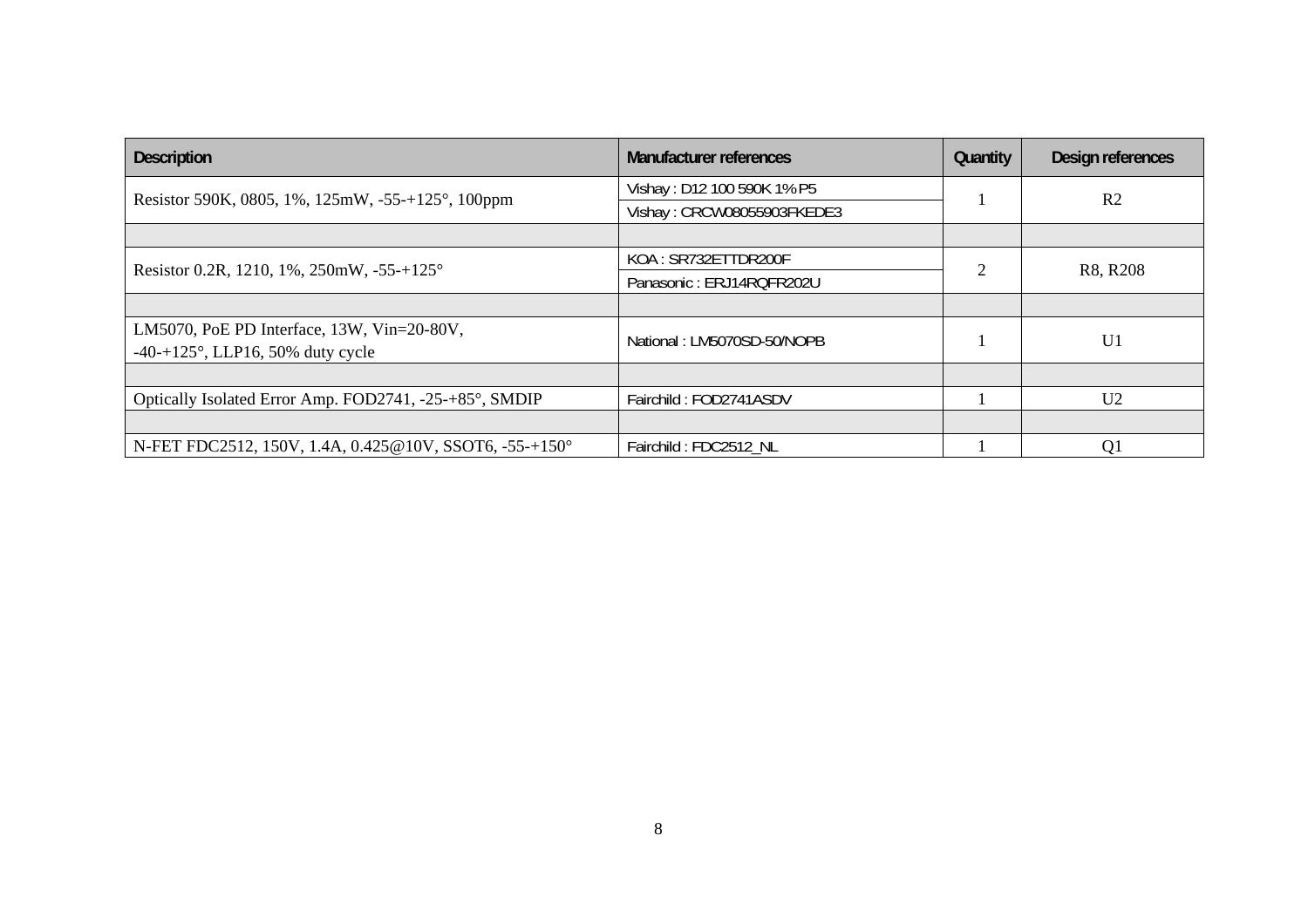| Description | Manufacturer references | Quantity | Design references |
|---|---|---|---|
| Resistor 590K, 0805, 1%, 125mW, -55-+125°, 100ppm | Vishay : D12 100 590K 1% P5<br>Vishay : CRCW08055903FKEDE3 | 1 | R2 |
| | | | |
| Resistor 0.2R, 1210, 1%, 250mW, -55-+125° | KOA : SR732ETTDR200F<br>Panasonic : ERJ14RQFR202U | 2 | R8, R208 |
| | | | |
| LM5070, PoE PD Interface, 13W, Vin=20-80V, -40-+125°, LLP16, 50% duty cycle | National : LM5070SD-50/NOPB | 1 | U1 |
| | | | |
| Optically Isolated Error Amp. FOD2741, -25-+85°, SMDIP | Fairchild : FOD2741ASDV | 1 | U2 |
| | | | |
| N-FET FDC2512, 150V, 1.4A, 0.425@10V, SSOT6, -55-+150° | Fairchild : FDC2512_NL | 1 | Q1 |